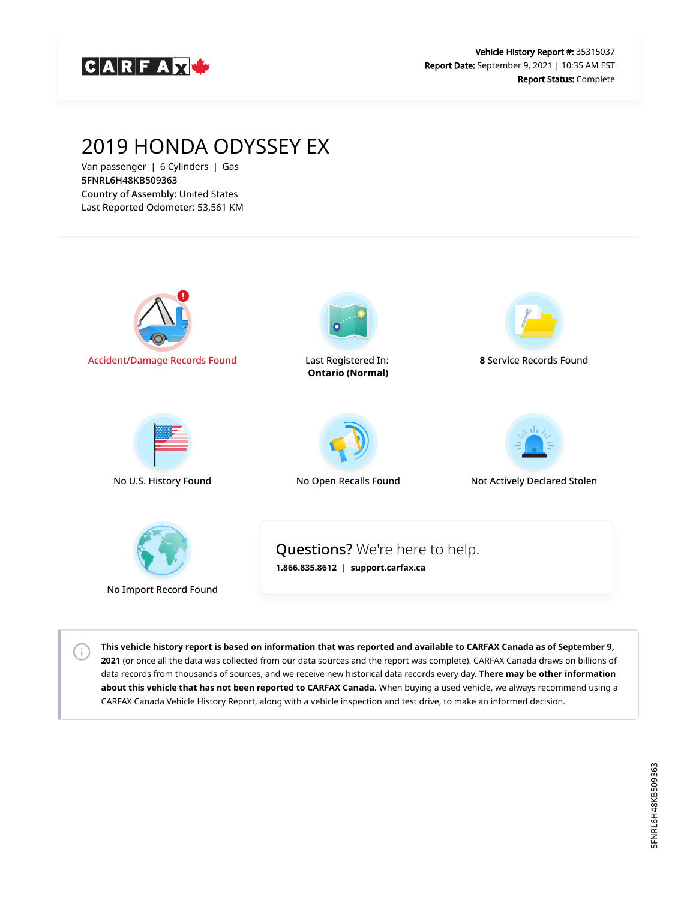**Vehicle History Report #:** 35315037
**Report Date:** September 9, 2021 | 10:35 AM EST
**Report Status:** Complete

# 2019 HONDA ODYSSEY EX

Van passenger | 6 Cylinders | Gas
5FNRL6H48KB509363
**Country of Assembly:** United States
**Last Reported Odometer:** 53,561 KM

Accident/Damage Records Found

Last Registered In:
**Ontario (Normal)**

**8** Service Records Found

No U.S. History Found

No Open Recalls Found

Not Actively Declared Stolen

No Import Record Found

**Questions?** We're here to help.
**1.866.835.8612** | **support.carfax.ca**

**This vehicle history report is based on information that was reported and available to CARFAX Canada as of September 9, 2021** (or once all the data was collected from our data sources and the report was complete). CARFAX Canada draws on billions of data records from thousands of sources, and we receive new historical data records every day. **There may be other information about this vehicle that has not been reported to CARFAX Canada.** When buying a used vehicle, we always recommend using a CARFAX Canada Vehicle History Report, along with a vehicle inspection and test drive, to make an informed decision.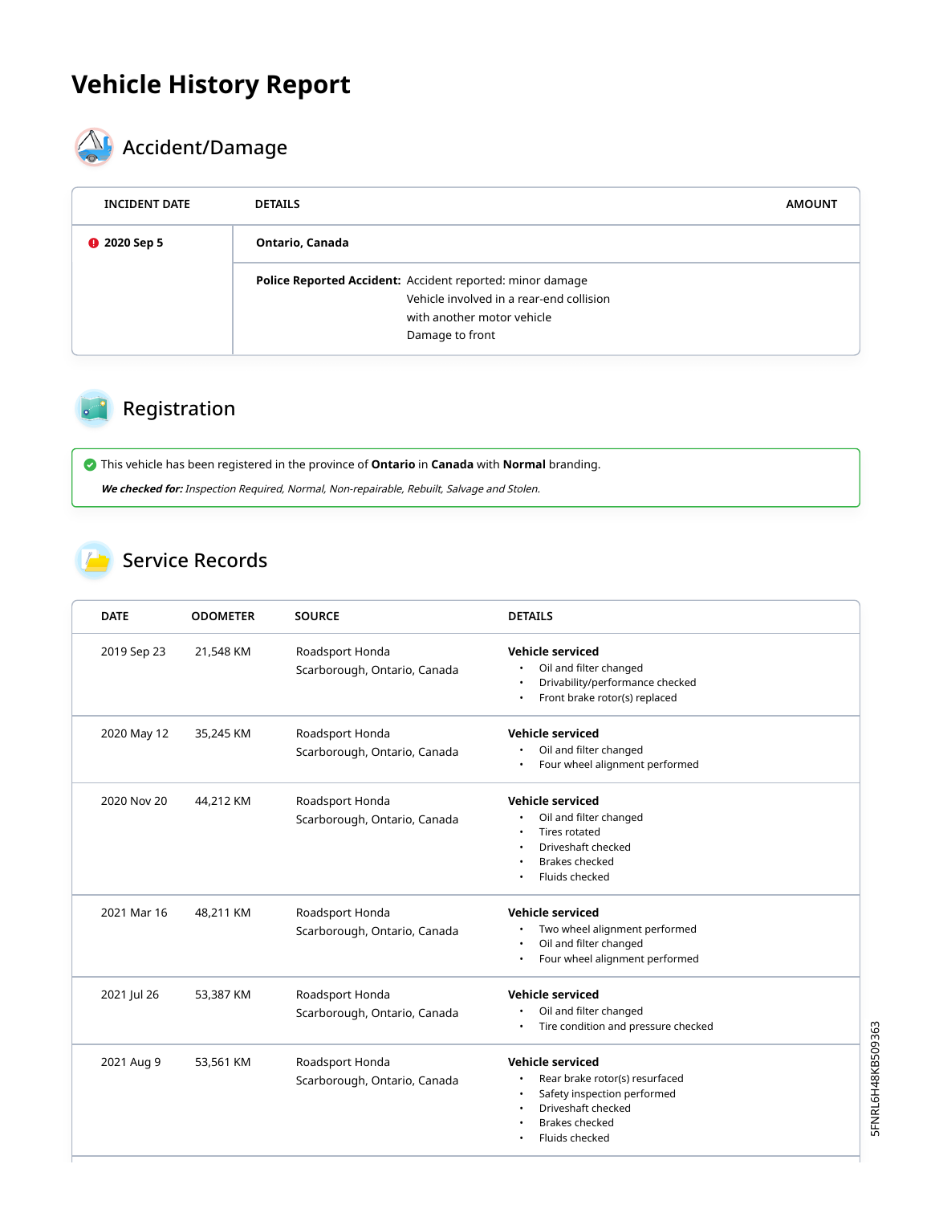# Vehicle History Report

## Accident/Damage

| INCIDENT DATE | DETAILS | AMOUNT |
|---|---|---|
| 2020 Sep 5 | **Ontario, Canada** | |
| | **Police Reported Accident:** Accident reported: minor damage<br>Vehicle involved in a rear-end collision<br>with another motor vehicle<br>Damage to front | |

## Registration

This vehicle has been registered in the province of **Ontario** in **Canada** with **Normal** branding.

***We checked for:*** *Inspection Required, Normal, Non-repairable, Rebuilt, Salvage and Stolen.*

## Service Records

| DATE | ODOMETER | SOURCE | DETAILS |
|---|---|---|---|
| 2019 Sep 23 | 21,548 KM | Roadsport Honda<br>Scarborough, Ontario, Canada | **Vehicle serviced**<br>• Oil and filter changed<br>• Drivability/performance checked<br>• Front brake rotor(s) replaced |
| 2020 May 12 | 35,245 KM | Roadsport Honda<br>Scarborough, Ontario, Canada | **Vehicle serviced**<br>• Oil and filter changed<br>• Four wheel alignment performed |
| 2020 Nov 20 | 44,212 KM | Roadsport Honda<br>Scarborough, Ontario, Canada | **Vehicle serviced**<br>• Oil and filter changed<br>• Tires rotated<br>• Driveshaft checked<br>• Brakes checked<br>• Fluids checked |
| 2021 Mar 16 | 48,211 KM | Roadsport Honda<br>Scarborough, Ontario, Canada | **Vehicle serviced**<br>• Two wheel alignment performed<br>• Oil and filter changed<br>• Four wheel alignment performed |
| 2021 Jul 26 | 53,387 KM | Roadsport Honda<br>Scarborough, Ontario, Canada | **Vehicle serviced**<br>• Oil and filter changed<br>• Tire condition and pressure checked |
| 2021 Aug 9 | 53,561 KM | Roadsport Honda<br>Scarborough, Ontario, Canada | **Vehicle serviced**<br>• Rear brake rotor(s) resurfaced<br>• Safety inspection performed<br>• Driveshaft checked<br>• Brakes checked<br>• Fluids checked |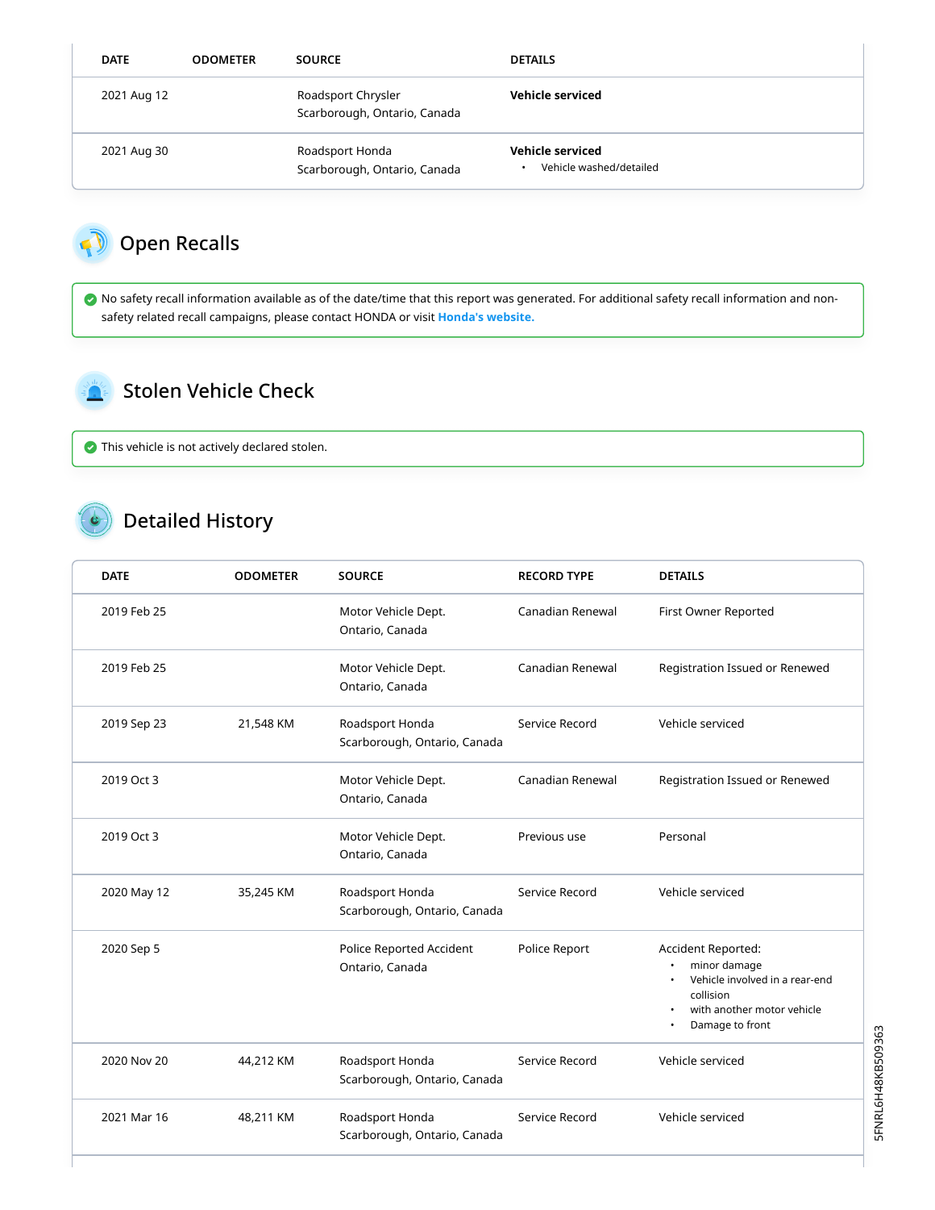| DATE | ODOMETER | SOURCE | DETAILS |
|---|---|---|---|
| 2021 Aug 12 | | Roadsport Chrysler<br>Scarborough, Ontario, Canada | **Vehicle serviced** |
| 2021 Aug 30 | | Roadsport Honda<br>Scarborough, Ontario, Canada | **Vehicle serviced**<br>• Vehicle washed/detailed |

## Open Recalls

No safety recall information available as of the date/time that this report was generated. For additional safety recall information and non-safety related recall campaigns, please contact HONDA or visit **Honda's website.**

## Stolen Vehicle Check

This vehicle is not actively declared stolen.

## Detailed History

| DATE | ODOMETER | SOURCE | RECORD TYPE | DETAILS |
|---|---|---|---|---|
| 2019 Feb 25 | | Motor Vehicle Dept.<br>Ontario, Canada | Canadian Renewal | First Owner Reported |
| 2019 Feb 25 | | Motor Vehicle Dept.<br>Ontario, Canada | Canadian Renewal | Registration Issued or Renewed |
| 2019 Sep 23 | 21,548 KM | Roadsport Honda<br>Scarborough, Ontario, Canada | Service Record | Vehicle serviced |
| 2019 Oct 3 | | Motor Vehicle Dept.<br>Ontario, Canada | Canadian Renewal | Registration Issued or Renewed |
| 2019 Oct 3 | | Motor Vehicle Dept.<br>Ontario, Canada | Previous use | Personal |
| 2020 May 12 | 35,245 KM | Roadsport Honda<br>Scarborough, Ontario, Canada | Service Record | Vehicle serviced |
| 2020 Sep 5 | | Police Reported Accident<br>Ontario, Canada | Police Report | Accident Reported:<br>• minor damage<br>• Vehicle involved in a rear-end collision<br>• with another motor vehicle<br>• Damage to front |
| 2020 Nov 20 | 44,212 KM | Roadsport Honda<br>Scarborough, Ontario, Canada | Service Record | Vehicle serviced |
| 2021 Mar 16 | 48,211 KM | Roadsport Honda<br>Scarborough, Ontario, Canada | Service Record | Vehicle serviced |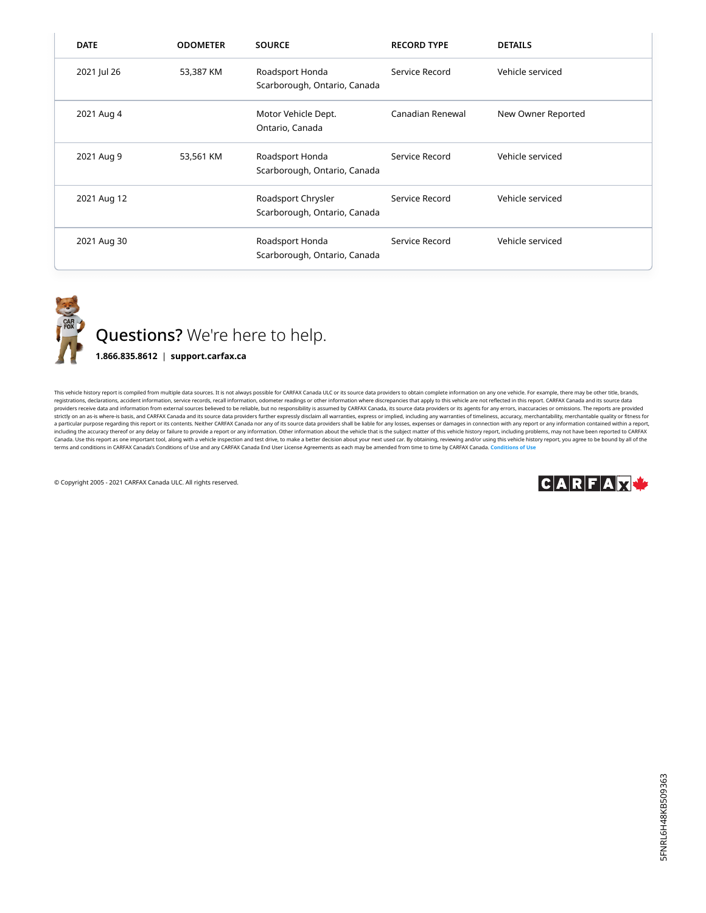| DATE | ODOMETER | SOURCE | RECORD TYPE | DETAILS |
|---|---|---|---|---|
| 2021 Jul 26 | 53,387 KM | Roadsport Honda Scarborough, Ontario, Canada | Service Record | Vehicle serviced |
| 2021 Aug 4 | | Motor Vehicle Dept. Ontario, Canada | Canadian Renewal | New Owner Reported |
| 2021 Aug 9 | 53,561 KM | Roadsport Honda Scarborough, Ontario, Canada | Service Record | Vehicle serviced |
| 2021 Aug 12 | | Roadsport Chrysler Scarborough, Ontario, Canada | Service Record | Vehicle serviced |
| 2021 Aug 30 | | Roadsport Honda Scarborough, Ontario, Canada | Service Record | Vehicle serviced |

## **Questions?** We're here to help.

**1.866.835.8612** | **support.carfax.ca**

This vehicle history report is compiled from multiple data sources. It is not always possible for CARFAX Canada ULC or its source data providers to obtain complete information on any one vehicle. For example, there may be other title, brands, registrations, declarations, accident information, service records, recall information, odometer readings or other information where discrepancies that apply to this vehicle are not reflected in this report. CARFAX Canada and its source data providers receive data and information from external sources believed to be reliable, but no responsibility is assumed by CARFAX Canada, its source data providers or its agents for any errors, inaccuracies or omissions. The reports are provided strictly on an as-is where-is basis, and CARFAX Canada and its source data providers further expressly disclaim all warranties, express or implied, including any warranties of timeliness, accuracy, merchantability, merchantable quality or fitness for a particular purpose regarding this report or its contents. Neither CARFAX Canada nor any of its source data providers shall be liable for any losses, expenses or damages in connection with any report or any information contained within a report, including the accuracy thereof or any delay or failure to provide a report or any information. Other information about the vehicle that is the subject matter of this vehicle history report, including problems, may not have been reported to CARFAX Canada. Use this report as one important tool, along with a vehicle inspection and test drive, to make a better decision about your next used car. By obtaining, reviewing and/or using this vehicle history report, you agree to be bound by all of the terms and conditions in CARFAX Canada's Conditions of Use and any CARFAX Canada End User License Agreements as each may be amended from time to time by CARFAX Canada. Conditions of Use

© Copyright 2005 - 2021 CARFAX Canada ULC. All rights reserved.

5FNRL6H48KB509363